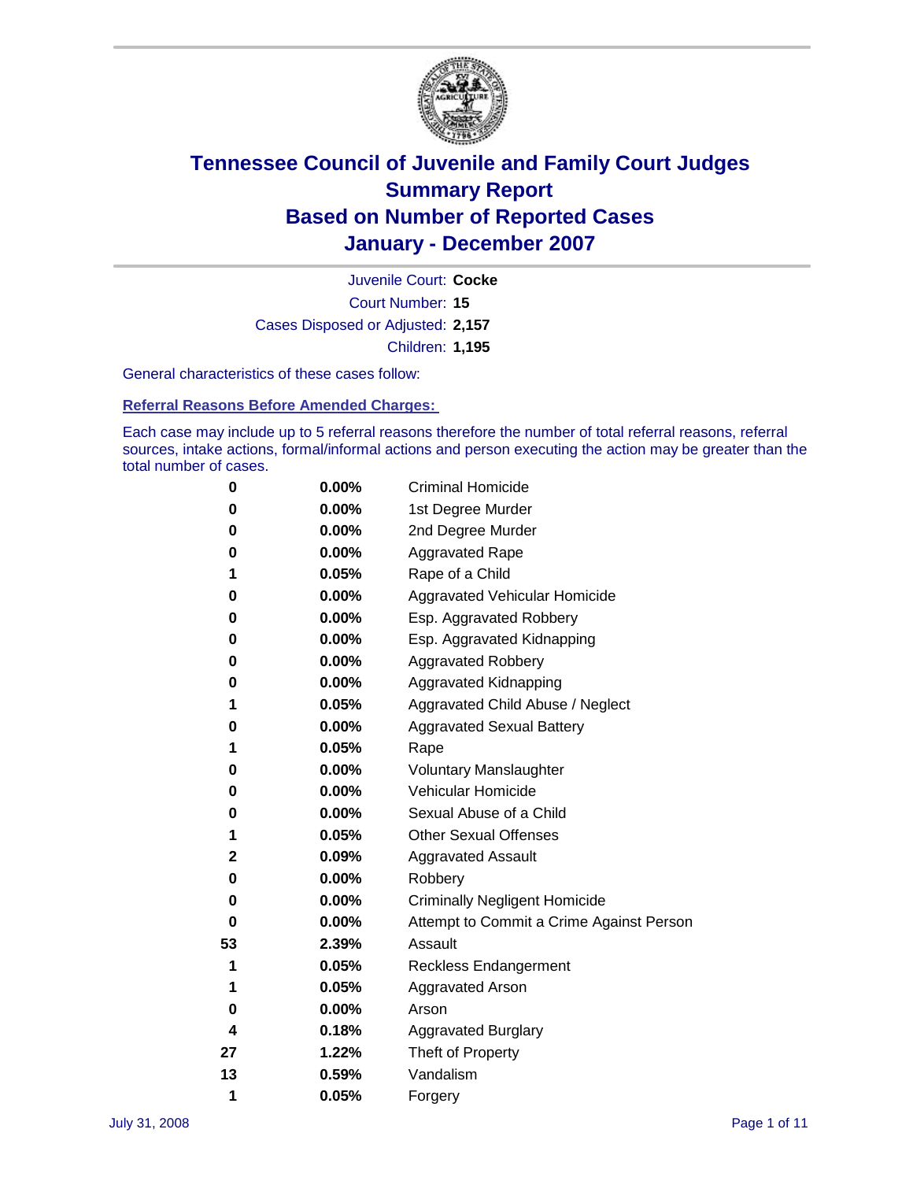# Tennessee Council of Juvenile and Family Court Judges
## Summary Report
## Based on Number of Reported Cases
## January - December 2007

Juvenile Court: **Cocke**
Court Number: **15**
Cases Disposed or Adjusted: **2,157**
Children: **1,195**

General characteristics of these cases follow:

### Referral Reasons Before Amended Charges:

Each case may include up to 5 referral reasons therefore the number of total referral reasons, referral sources, intake actions, formal/informal actions and person executing the action may be greater than the total number of cases.

| | | |
|---|---|---|
| 0 | 0.00% | Criminal Homicide |
| 0 | 0.00% | 1st Degree Murder |
| 0 | 0.00% | 2nd Degree Murder |
| 0 | 0.00% | Aggravated Rape |
| 1 | 0.05% | Rape of a Child |
| 0 | 0.00% | Aggravated Vehicular Homicide |
| 0 | 0.00% | Esp. Aggravated Robbery |
| 0 | 0.00% | Esp. Aggravated Kidnapping |
| 0 | 0.00% | Aggravated Robbery |
| 0 | 0.00% | Aggravated Kidnapping |
| 1 | 0.05% | Aggravated Child Abuse / Neglect |
| 0 | 0.00% | Aggravated Sexual Battery |
| 1 | 0.05% | Rape |
| 0 | 0.00% | Voluntary Manslaughter |
| 0 | 0.00% | Vehicular Homicide |
| 0 | 0.00% | Sexual Abuse of a Child |
| 1 | 0.05% | Other Sexual Offenses |
| 2 | 0.09% | Aggravated Assault |
| 0 | 0.00% | Robbery |
| 0 | 0.00% | Criminally Negligent Homicide |
| 0 | 0.00% | Attempt to Commit a Crime Against Person |
| 53 | 2.39% | Assault |
| 1 | 0.05% | Reckless Endangerment |
| 1 | 0.05% | Aggravated Arson |
| 0 | 0.00% | Arson |
| 4 | 0.18% | Aggravated Burglary |
| 27 | 1.22% | Theft of Property |
| 13 | 0.59% | Vandalism |
| 1 | 0.05% | Forgery |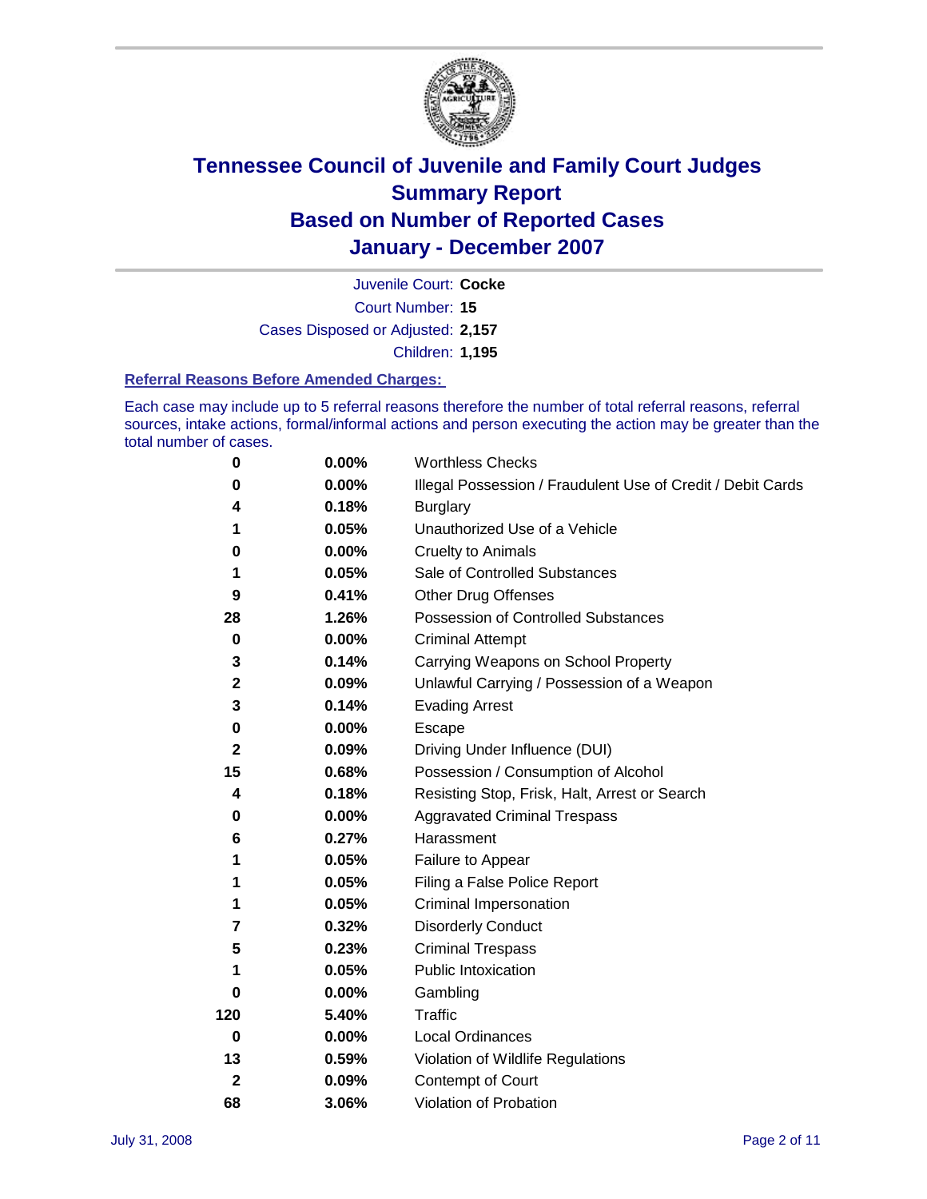# Tennessee Council of Juvenile and Family Court Judges
## Summary Report
## Based on Number of Reported Cases
## January - December 2007

Juvenile Court: **Cocke**

Court Number: **15**

Cases Disposed or Adjusted: **2,157**

Children: **1,195**

### Referral Reasons Before Amended Charges:

Each case may include up to 5 referral reasons therefore the number of total referral reasons, referral sources, intake actions, formal/informal actions and person executing the action may be greater than the total number of cases.

| | | |
|---|---|---|
| 0 | 0.00% | Worthless Checks |
| 0 | 0.00% | Illegal Possession / Fraudulent Use of Credit / Debit Cards |
| 4 | 0.18% | Burglary |
| 1 | 0.05% | Unauthorized Use of a Vehicle |
| 0 | 0.00% | Cruelty to Animals |
| 1 | 0.05% | Sale of Controlled Substances |
| 9 | 0.41% | Other Drug Offenses |
| 28 | 1.26% | Possession of Controlled Substances |
| 0 | 0.00% | Criminal Attempt |
| 3 | 0.14% | Carrying Weapons on School Property |
| 2 | 0.09% | Unlawful Carrying / Possession of a Weapon |
| 3 | 0.14% | Evading Arrest |
| 0 | 0.00% | Escape |
| 2 | 0.09% | Driving Under Influence (DUI) |
| 15 | 0.68% | Possession / Consumption of Alcohol |
| 4 | 0.18% | Resisting Stop, Frisk, Halt, Arrest or Search |
| 0 | 0.00% | Aggravated Criminal Trespass |
| 6 | 0.27% | Harassment |
| 1 | 0.05% | Failure to Appear |
| 1 | 0.05% | Filing a False Police Report |
| 1 | 0.05% | Criminal Impersonation |
| 7 | 0.32% | Disorderly Conduct |
| 5 | 0.23% | Criminal Trespass |
| 1 | 0.05% | Public Intoxication |
| 0 | 0.00% | Gambling |
| 120 | 5.40% | Traffic |
| 0 | 0.00% | Local Ordinances |
| 13 | 0.59% | Violation of Wildlife Regulations |
| 2 | 0.09% | Contempt of Court |
| 68 | 3.06% | Violation of Probation |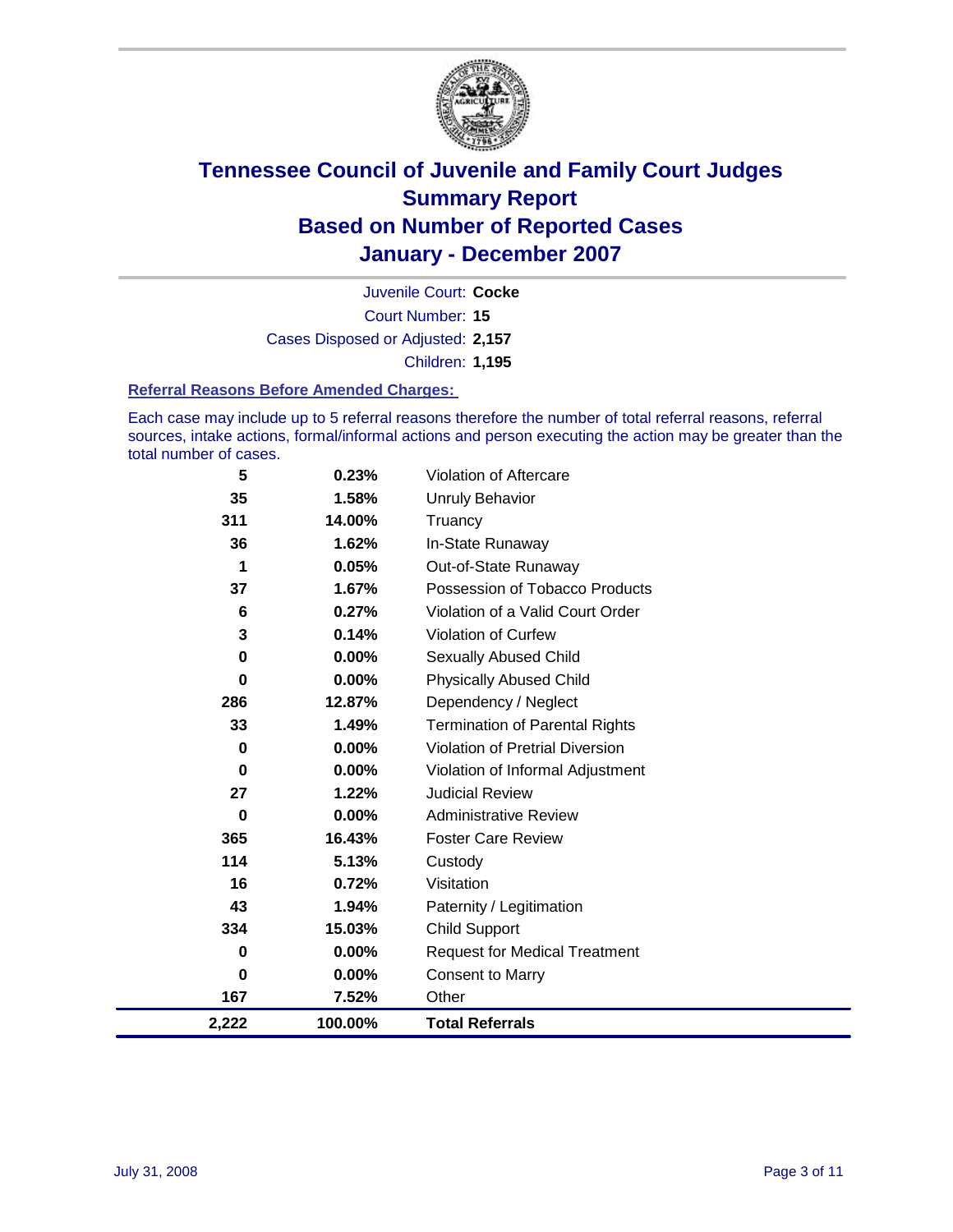# Tennessee Council of Juvenile and Family Court Judges
## Summary Report
## Based on Number of Reported Cases
## January - December 2007

Juvenile Court: **Cocke**

Court Number: **15**

Cases Disposed or Adjusted: **2,157**

Children: **1,195**

### Referral Reasons Before Amended Charges:

Each case may include up to 5 referral reasons therefore the number of total referral reasons, referral sources, intake actions, formal/informal actions and person executing the action may be greater than the total number of cases.

| | | |
|---|---|---|
| 5 | 0.23% | Violation of Aftercare |
| 35 | 1.58% | Unruly Behavior |
| 311 | 14.00% | Truancy |
| 36 | 1.62% | In-State Runaway |
| 1 | 0.05% | Out-of-State Runaway |
| 37 | 1.67% | Possession of Tobacco Products |
| 6 | 0.27% | Violation of a Valid Court Order |
| 3 | 0.14% | Violation of Curfew |
| 0 | 0.00% | Sexually Abused Child |
| 0 | 0.00% | Physically Abused Child |
| 286 | 12.87% | Dependency / Neglect |
| 33 | 1.49% | Termination of Parental Rights |
| 0 | 0.00% | Violation of Pretrial Diversion |
| 0 | 0.00% | Violation of Informal Adjustment |
| 27 | 1.22% | Judicial Review |
| 0 | 0.00% | Administrative Review |
| 365 | 16.43% | Foster Care Review |
| 114 | 5.13% | Custody |
| 16 | 0.72% | Visitation |
| 43 | 1.94% | Paternity / Legitimation |
| 334 | 15.03% | Child Support |
| 0 | 0.00% | Request for Medical Treatment |
| 0 | 0.00% | Consent to Marry |
| 167 | 7.52% | Other |
| **2,222** | **100.00%** | **Total Referrals** |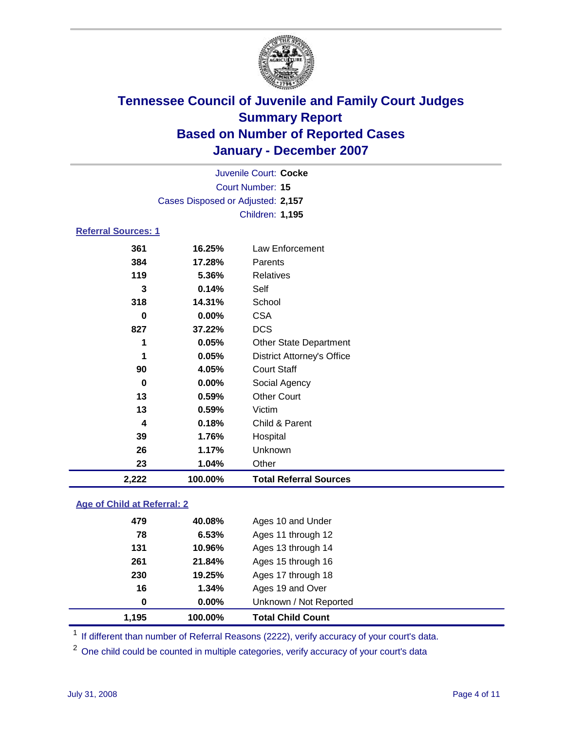# Tennessee Council of Juvenile and Family Court Judges
## Summary Report
## Based on Number of Reported Cases
## January - December 2007

Juvenile Court: **Cocke**
Court Number: **15**
Cases Disposed or Adjusted: **2,157**
Children: **1,195**

### Referral Sources: 1

| | | |
|---|---|---|
| 361 | 16.25% | Law Enforcement |
| 384 | 17.28% | Parents |
| 119 | 5.36% | Relatives |
| 3 | 0.14% | Self |
| 318 | 14.31% | School |
| 0 | 0.00% | CSA |
| 827 | 37.22% | DCS |
| 1 | 0.05% | Other State Department |
| 1 | 0.05% | District Attorney's Office |
| 90 | 4.05% | Court Staff |
| 0 | 0.00% | Social Agency |
| 13 | 0.59% | Other Court |
| 13 | 0.59% | Victim |
| 4 | 0.18% | Child & Parent |
| 39 | 1.76% | Hospital |
| 26 | 1.17% | Unknown |
| 23 | 1.04% | Other |
| **2,222** | **100.00%** | **Total Referral Sources** |

### Age of Child at Referral: 2

| | | |
|---|---|---|
| 479 | 40.08% | Ages 10 and Under |
| 78 | 6.53% | Ages 11 through 12 |
| 131 | 10.96% | Ages 13 through 14 |
| 261 | 21.84% | Ages 15 through 16 |
| 230 | 19.25% | Ages 17 through 18 |
| 16 | 1.34% | Ages 19 and Over |
| 0 | 0.00% | Unknown / Not Reported |
| **1,195** | **100.00%** | **Total Child Count** |

[1] If different than number of Referral Reasons (2222), verify accuracy of your court's data.

[2] One child could be counted in multiple categories, verify accuracy of your court's data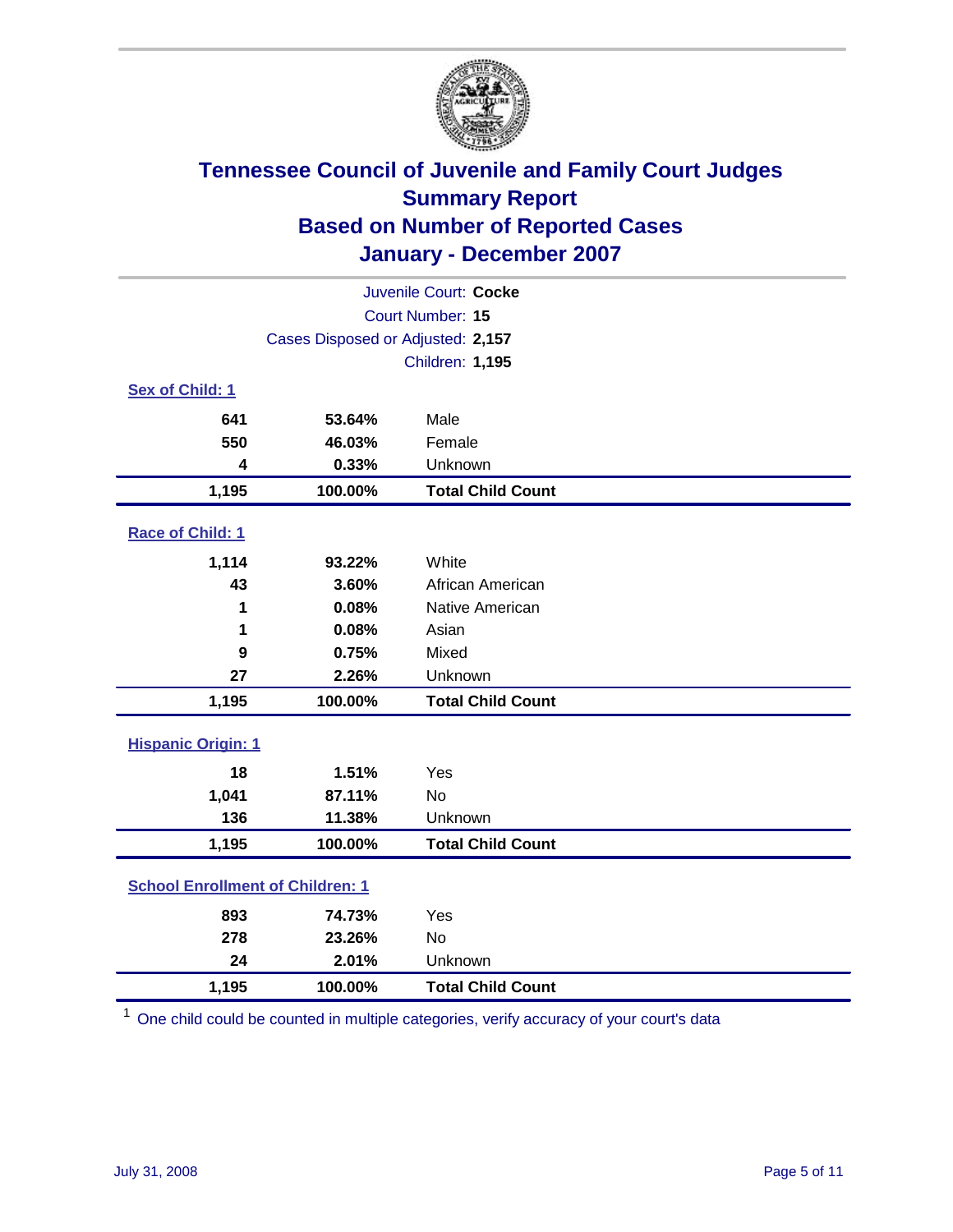# Tennessee Council of Juvenile and Family Court Judges
# Summary Report
# Based on Number of Reported Cases
# January - December 2007

Juvenile Court: **Cocke**
Court Number: **15**
Cases Disposed or Adjusted: **2,157**
Children: **1,195**

### Sex of Child: 1

| | | |
|---|---|---|
| 641 | 53.64% | Male |
| 550 | 46.03% | Female |
| 4 | 0.33% | Unknown |
| **1,195** | **100.00%** | **Total Child Count** |

### Race of Child: 1

| | | |
|---|---|---|
| 1,114 | 93.22% | White |
| 43 | 3.60% | African American |
| 1 | 0.08% | Native American |
| 1 | 0.08% | Asian |
| 9 | 0.75% | Mixed |
| 27 | 2.26% | Unknown |
| **1,195** | **100.00%** | **Total Child Count** |

### Hispanic Origin: 1

| | | |
|---|---|---|
| 18 | 1.51% | Yes |
| 1,041 | 87.11% | No |
| 136 | 11.38% | Unknown |
| **1,195** | **100.00%** | **Total Child Count** |

### School Enrollment of Children: 1

| | | |
|---|---|---|
| 893 | 74.73% | Yes |
| 278 | 23.26% | No |
| 24 | 2.01% | Unknown |
| **1,195** | **100.00%** | **Total Child Count** |

[1] One child could be counted in multiple categories, verify accuracy of your court's data

July 31, 2008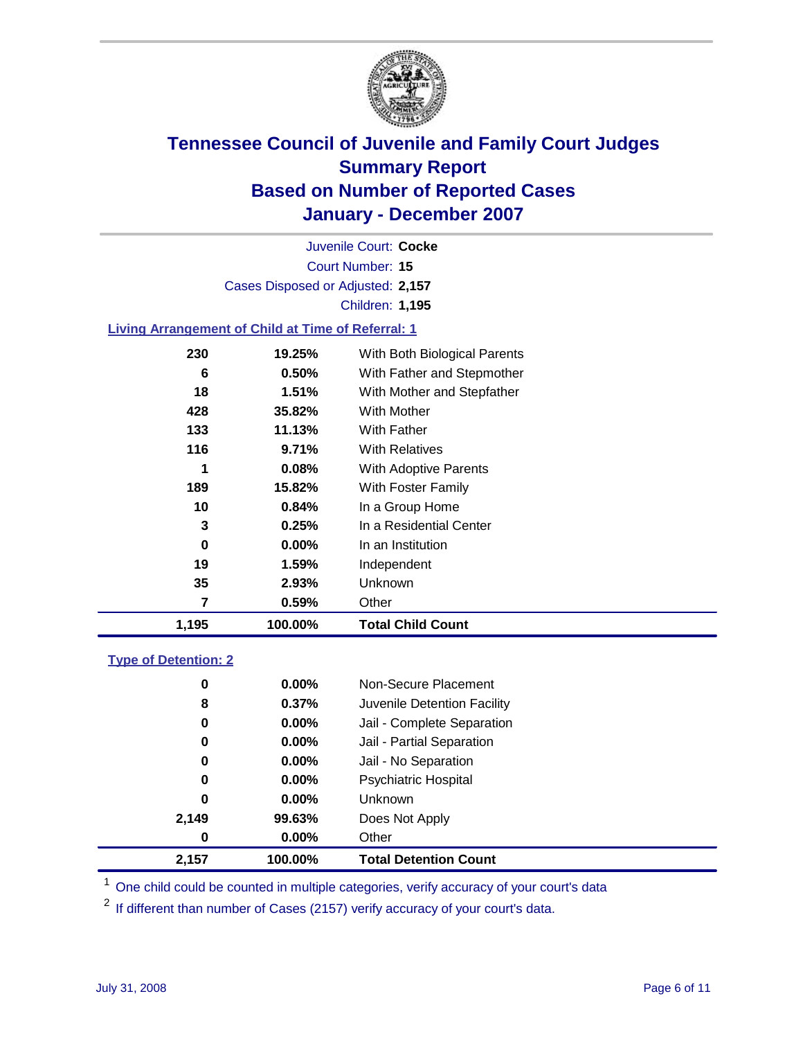# Tennessee Council of Juvenile and Family Court Judges
# Summary Report
# Based on Number of Reported Cases
# January - December 2007

Juvenile Court: **Cocke**

Court Number: **15**

Cases Disposed or Adjusted: **2,157**

Children: **1,195**

### Living Arrangement of Child at Time of Referral: 1

| | | |
|---|---|---|
| 230 | 19.25% | With Both Biological Parents |
| 6 | 0.50% | With Father and Stepmother |
| 18 | 1.51% | With Mother and Stepfather |
| 428 | 35.82% | With Mother |
| 133 | 11.13% | With Father |
| 116 | 9.71% | With Relatives |
| 1 | 0.08% | With Adoptive Parents |
| 189 | 15.82% | With Foster Family |
| 10 | 0.84% | In a Group Home |
| 3 | 0.25% | In a Residential Center |
| 0 | 0.00% | In an Institution |
| 19 | 1.59% | Independent |
| 35 | 2.93% | Unknown |
| 7 | 0.59% | Other |
| **1,195** | **100.00%** | **Total Child Count** |

### Type of Detention: 2

| | | |
|---|---|---|
| 0 | 0.00% | Non-Secure Placement |
| 8 | 0.37% | Juvenile Detention Facility |
| 0 | 0.00% | Jail - Complete Separation |
| 0 | 0.00% | Jail - Partial Separation |
| 0 | 0.00% | Jail - No Separation |
| 0 | 0.00% | Psychiatric Hospital |
| 0 | 0.00% | Unknown |
| 2,149 | 99.63% | Does Not Apply |
| 0 | 0.00% | Other |
| **2,157** | **100.00%** | **Total Detention Count** |

[1] One child could be counted in multiple categories, verify accuracy of your court's data

[2] If different than number of Cases (2157) verify accuracy of your court's data.

July 31, 2008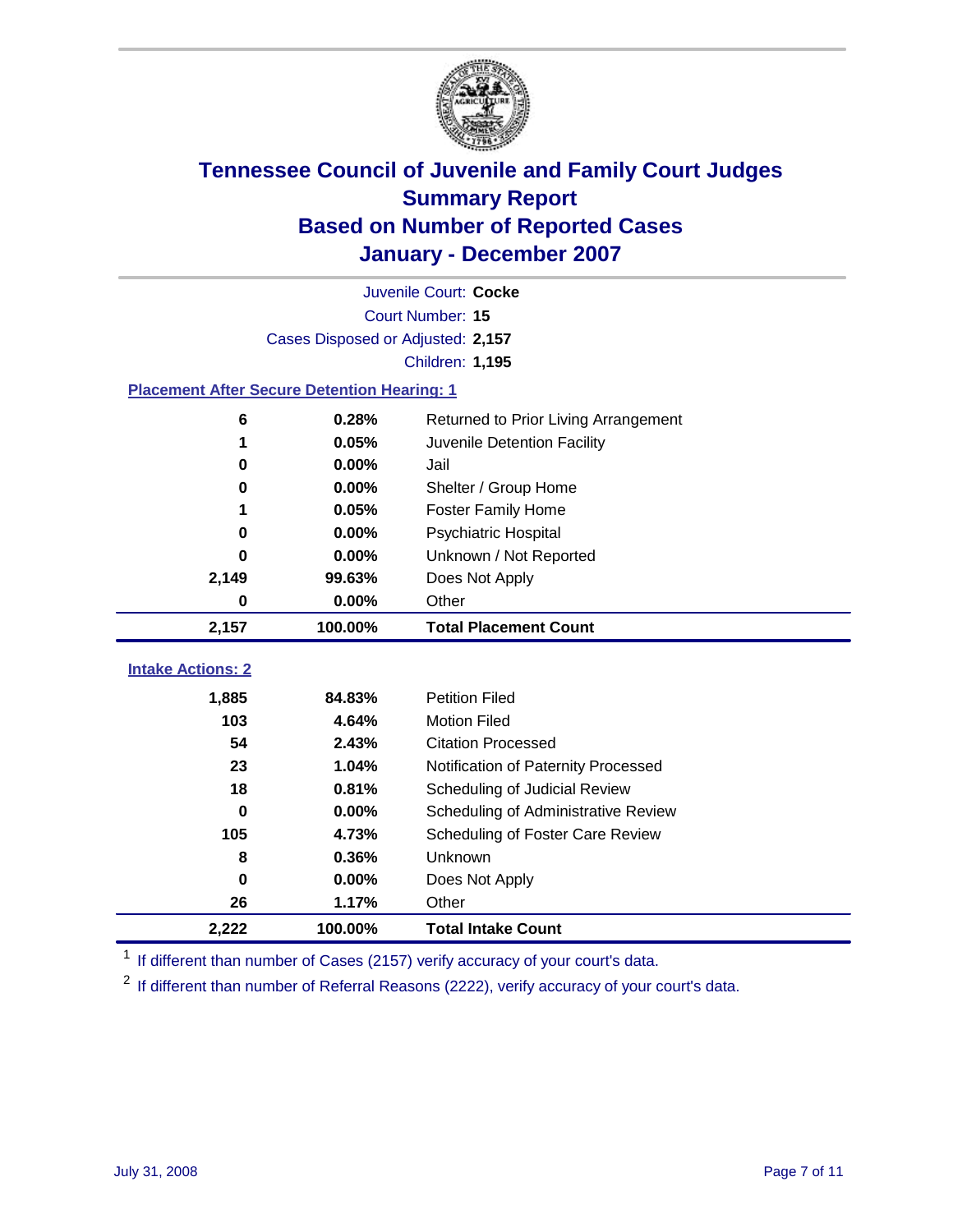# Tennessee Council of Juvenile and Family Court Judges
## Summary Report
## Based on Number of Reported Cases
## January - December 2007

Juvenile Court: **Cocke**

Court Number: **15**

Cases Disposed or Adjusted: **2,157**

Children: **1,195**

### Placement After Secure Detention Hearing: 1

| | | |
|---|---|---|
| 6 | 0.28% | Returned to Prior Living Arrangement |
| 1 | 0.05% | Juvenile Detention Facility |
| 0 | 0.00% | Jail |
| 0 | 0.00% | Shelter / Group Home |
| 1 | 0.05% | Foster Family Home |
| 0 | 0.00% | Psychiatric Hospital |
| 0 | 0.00% | Unknown / Not Reported |
| 2,149 | 99.63% | Does Not Apply |
| 0 | 0.00% | Other |
| **2,157** | **100.00%** | **Total Placement Count** |

### Intake Actions: 2

| | | |
|---|---|---|
| 1,885 | 84.83% | Petition Filed |
| 103 | 4.64% | Motion Filed |
| 54 | 2.43% | Citation Processed |
| 23 | 1.04% | Notification of Paternity Processed |
| 18 | 0.81% | Scheduling of Judicial Review |
| 0 | 0.00% | Scheduling of Administrative Review |
| 105 | 4.73% | Scheduling of Foster Care Review |
| 8 | 0.36% | Unknown |
| 0 | 0.00% | Does Not Apply |
| 26 | 1.17% | Other |
| **2,222** | **100.00%** | **Total Intake Count** |

[1] If different than number of Cases (2157) verify accuracy of your court's data.

[2] If different than number of Referral Reasons (2222), verify accuracy of your court's data.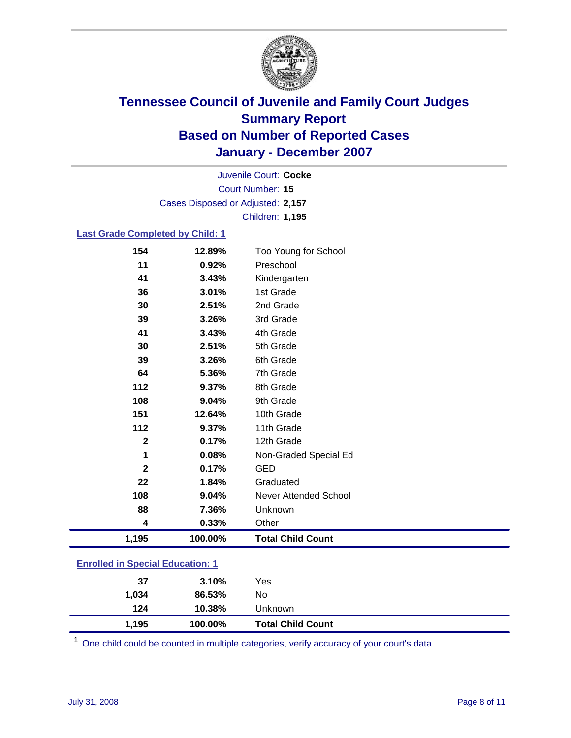# Tennessee Council of Juvenile and Family Court Judges
## Summary Report
## Based on Number of Reported Cases
## January - December 2007

Juvenile Court: **Cocke**

Court Number: **15**

Cases Disposed or Adjusted: **2,157**

Children: **1,195**

### Last Grade Completed by Child: 1

| | | |
|---|---|---|
| 154 | 12.89% | Too Young for School |
| 11 | 0.92% | Preschool |
| 41 | 3.43% | Kindergarten |
| 36 | 3.01% | 1st Grade |
| 30 | 2.51% | 2nd Grade |
| 39 | 3.26% | 3rd Grade |
| 41 | 3.43% | 4th Grade |
| 30 | 2.51% | 5th Grade |
| 39 | 3.26% | 6th Grade |
| 64 | 5.36% | 7th Grade |
| 112 | 9.37% | 8th Grade |
| 108 | 9.04% | 9th Grade |
| 151 | 12.64% | 10th Grade |
| 112 | 9.37% | 11th Grade |
| 2 | 0.17% | 12th Grade |
| 1 | 0.08% | Non-Graded Special Ed |
| 2 | 0.17% | GED |
| 22 | 1.84% | Graduated |
| 108 | 9.04% | Never Attended School |
| 88 | 7.36% | Unknown |
| 4 | 0.33% | Other |
| **1,195** | **100.00%** | **Total Child Count** |

### Enrolled in Special Education: 1

| | | |
|---|---|---|
| 37 | 3.10% | Yes |
| 1,034 | 86.53% | No |
| 124 | 10.38% | Unknown |
| **1,195** | **100.00%** | **Total Child Count** |

[1] One child could be counted in multiple categories, verify accuracy of your court's data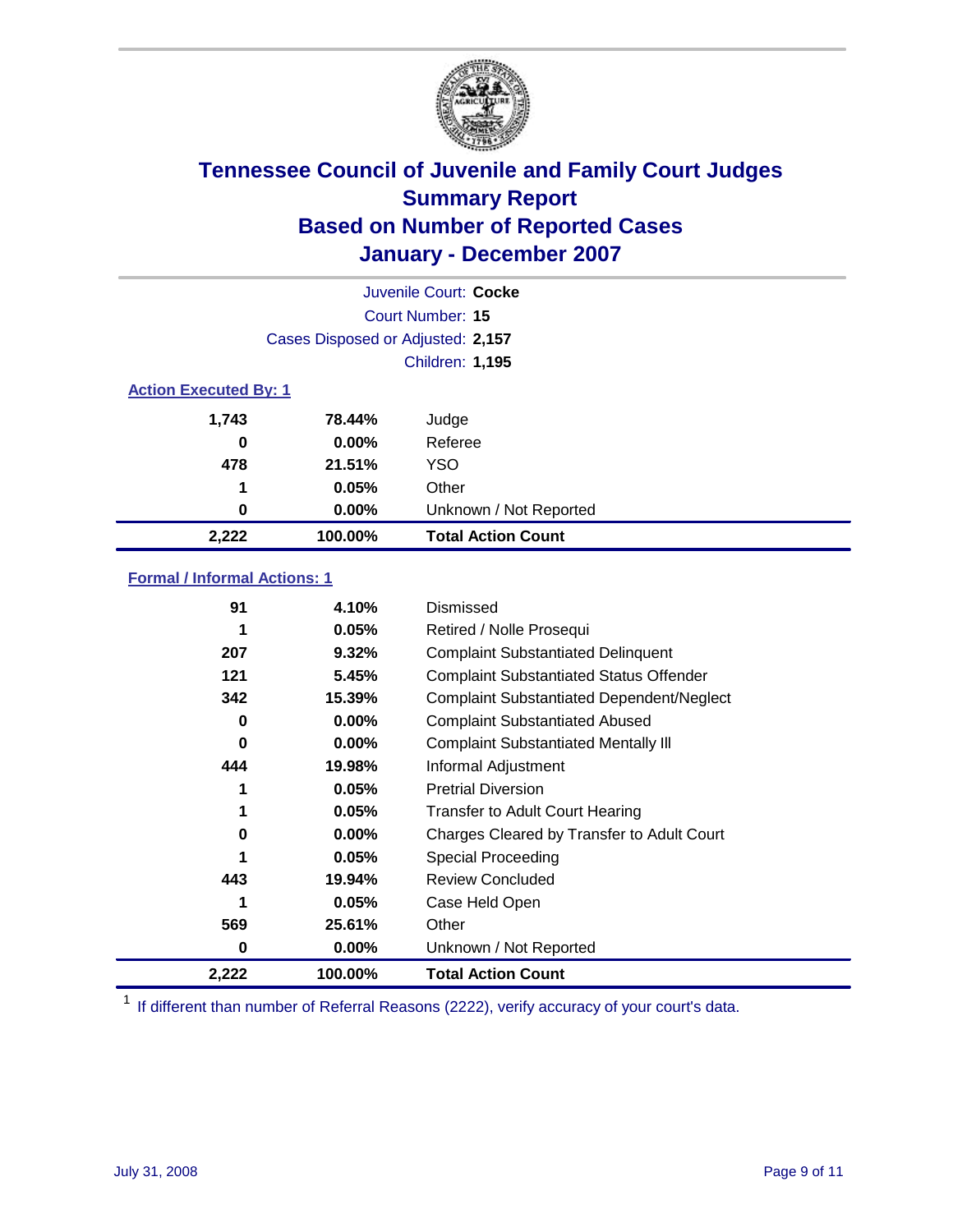# Tennessee Council of Juvenile and Family Court Judges
## Summary Report
## Based on Number of Reported Cases
## January - December 2007

Juvenile Court: **Cocke**

Court Number: **15**

Cases Disposed or Adjusted: **2,157**

Children: **1,195**

### Action Executed By: 1

| | | |
|---|---|---|
| 1,743 | 78.44% | Judge |
| 0 | 0.00% | Referee |
| 478 | 21.51% | YSO |
| 1 | 0.05% | Other |
| 0 | 0.00% | Unknown / Not Reported |
| **2,222** | **100.00%** | **Total Action Count** |

### Formal / Informal Actions: 1

| | | |
|---|---|---|
| 91 | 4.10% | Dismissed |
| 1 | 0.05% | Retired / Nolle Prosequi |
| 207 | 9.32% | Complaint Substantiated Delinquent |
| 121 | 5.45% | Complaint Substantiated Status Offender |
| 342 | 15.39% | Complaint Substantiated Dependent/Neglect |
| 0 | 0.00% | Complaint Substantiated Abused |
| 0 | 0.00% | Complaint Substantiated Mentally Ill |
| 444 | 19.98% | Informal Adjustment |
| 1 | 0.05% | Pretrial Diversion |
| 1 | 0.05% | Transfer to Adult Court Hearing |
| 0 | 0.00% | Charges Cleared by Transfer to Adult Court |
| 1 | 0.05% | Special Proceeding |
| 443 | 19.94% | Review Concluded |
| 1 | 0.05% | Case Held Open |
| 569 | 25.61% | Other |
| 0 | 0.00% | Unknown / Not Reported |
| **2,222** | **100.00%** | **Total Action Count** |

[1] If different than number of Referral Reasons (2222), verify accuracy of your court's data.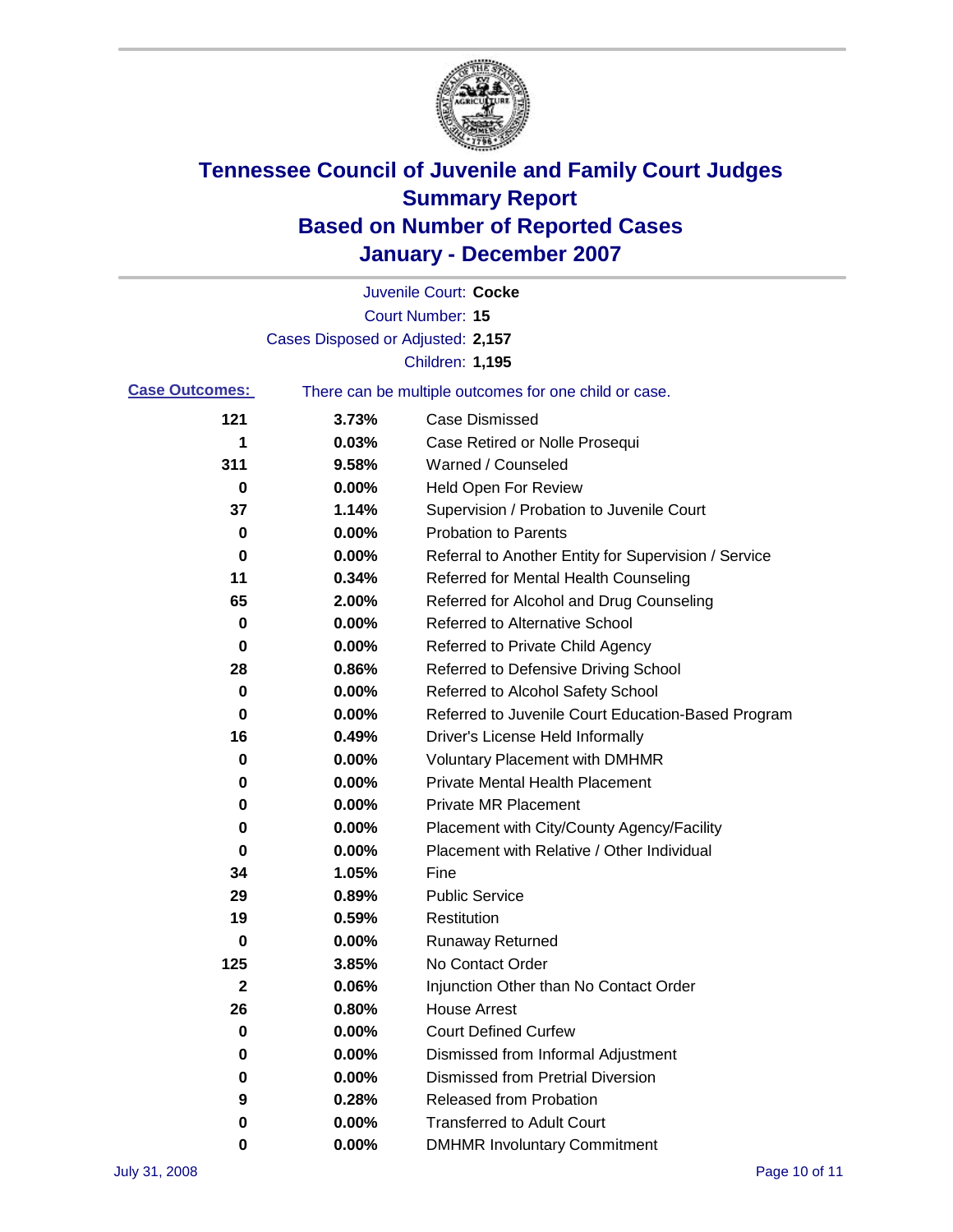# Tennessee Council of Juvenile and Family Court Judges
## Summary Report
## Based on Number of Reported Cases
## January - December 2007

Juvenile Court: **Cocke**

Court Number: **15**

Cases Disposed or Adjusted: **2,157**

Children: **1,195**

**Case Outcomes:** There can be multiple outcomes for one child or case.

| | | |
|---|---|---|
| 121 | 3.73% | Case Dismissed |
| 1 | 0.03% | Case Retired or Nolle Prosequi |
| 311 | 9.58% | Warned / Counseled |
| 0 | 0.00% | Held Open For Review |
| 37 | 1.14% | Supervision / Probation to Juvenile Court |
| 0 | 0.00% | Probation to Parents |
| 0 | 0.00% | Referral to Another Entity for Supervision / Service |
| 11 | 0.34% | Referred for Mental Health Counseling |
| 65 | 2.00% | Referred for Alcohol and Drug Counseling |
| 0 | 0.00% | Referred to Alternative School |
| 0 | 0.00% | Referred to Private Child Agency |
| 28 | 0.86% | Referred to Defensive Driving School |
| 0 | 0.00% | Referred to Alcohol Safety School |
| 0 | 0.00% | Referred to Juvenile Court Education-Based Program |
| 16 | 0.49% | Driver's License Held Informally |
| 0 | 0.00% | Voluntary Placement with DMHMR |
| 0 | 0.00% | Private Mental Health Placement |
| 0 | 0.00% | Private MR Placement |
| 0 | 0.00% | Placement with City/County Agency/Facility |
| 0 | 0.00% | Placement with Relative / Other Individual |
| 34 | 1.05% | Fine |
| 29 | 0.89% | Public Service |
| 19 | 0.59% | Restitution |
| 0 | 0.00% | Runaway Returned |
| 125 | 3.85% | No Contact Order |
| 2 | 0.06% | Injunction Other than No Contact Order |
| 26 | 0.80% | House Arrest |
| 0 | 0.00% | Court Defined Curfew |
| 0 | 0.00% | Dismissed from Informal Adjustment |
| 0 | 0.00% | Dismissed from Pretrial Diversion |
| 9 | 0.28% | Released from Probation |
| 0 | 0.00% | Transferred to Adult Court |
| 0 | 0.00% | DMHMR Involuntary Commitment |

July 31, 2008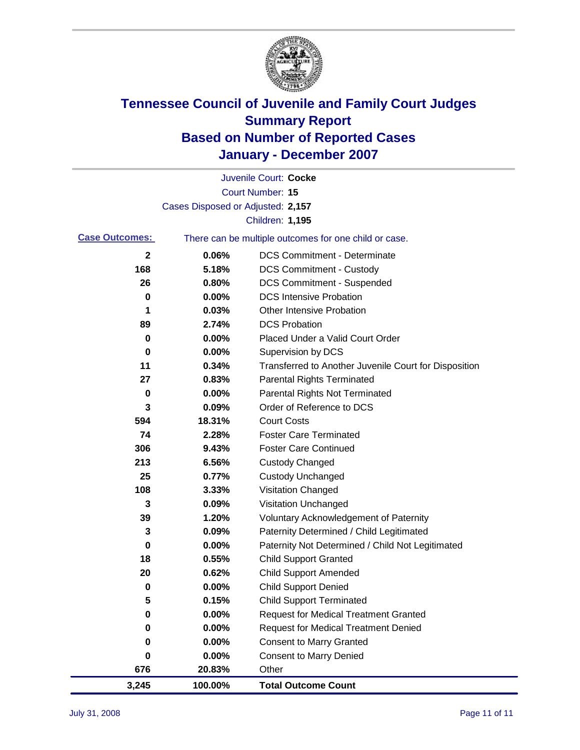# Tennessee Council of Juvenile and Family Court Judges
# Summary Report
# Based on Number of Reported Cases
# January - December 2007

Juvenile Court: **Cocke**

Court Number: **15**

Cases Disposed or Adjusted: **2,157**

Children: **1,195**

**Case Outcomes:** There can be multiple outcomes for one child or case.

| | | |
|---|---|---|
| 2 | 0.06% | DCS Commitment - Determinate |
| 168 | 5.18% | DCS Commitment - Custody |
| 26 | 0.80% | DCS Commitment - Suspended |
| 0 | 0.00% | DCS Intensive Probation |
| 1 | 0.03% | Other Intensive Probation |
| 89 | 2.74% | DCS Probation |
| 0 | 0.00% | Placed Under a Valid Court Order |
| 0 | 0.00% | Supervision by DCS |
| 11 | 0.34% | Transferred to Another Juvenile Court for Disposition |
| 27 | 0.83% | Parental Rights Terminated |
| 0 | 0.00% | Parental Rights Not Terminated |
| 3 | 0.09% | Order of Reference to DCS |
| 594 | 18.31% | Court Costs |
| 74 | 2.28% | Foster Care Terminated |
| 306 | 9.43% | Foster Care Continued |
| 213 | 6.56% | Custody Changed |
| 25 | 0.77% | Custody Unchanged |
| 108 | 3.33% | Visitation Changed |
| 3 | 0.09% | Visitation Unchanged |
| 39 | 1.20% | Voluntary Acknowledgement of Paternity |
| 3 | 0.09% | Paternity Determined / Child Legitimated |
| 0 | 0.00% | Paternity Not Determined / Child Not Legitimated |
| 18 | 0.55% | Child Support Granted |
| 20 | 0.62% | Child Support Amended |
| 0 | 0.00% | Child Support Denied |
| 5 | 0.15% | Child Support Terminated |
| 0 | 0.00% | Request for Medical Treatment Granted |
| 0 | 0.00% | Request for Medical Treatment Denied |
| 0 | 0.00% | Consent to Marry Granted |
| 0 | 0.00% | Consent to Marry Denied |
| 676 | 20.83% | Other |
| **3,245** | **100.00%** | **Total Outcome Count** |

July 31, 2008